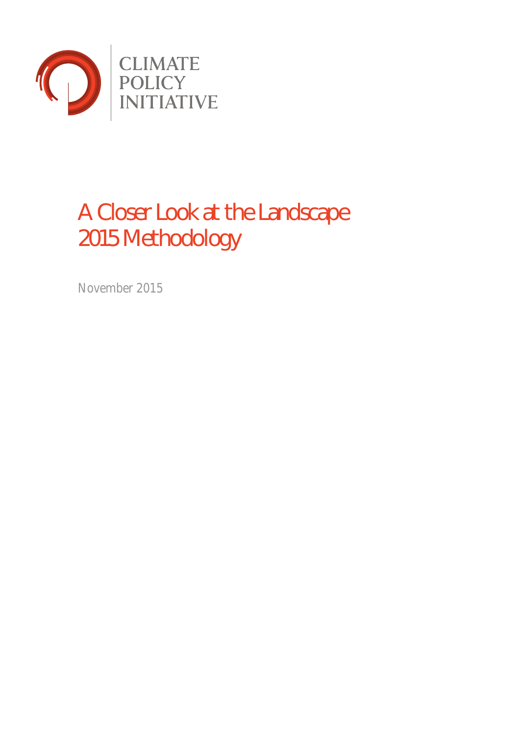CLIMATE
POLICY
INITIATIVE

# A Closer Look at the Landscape 2015 Methodology

November 2015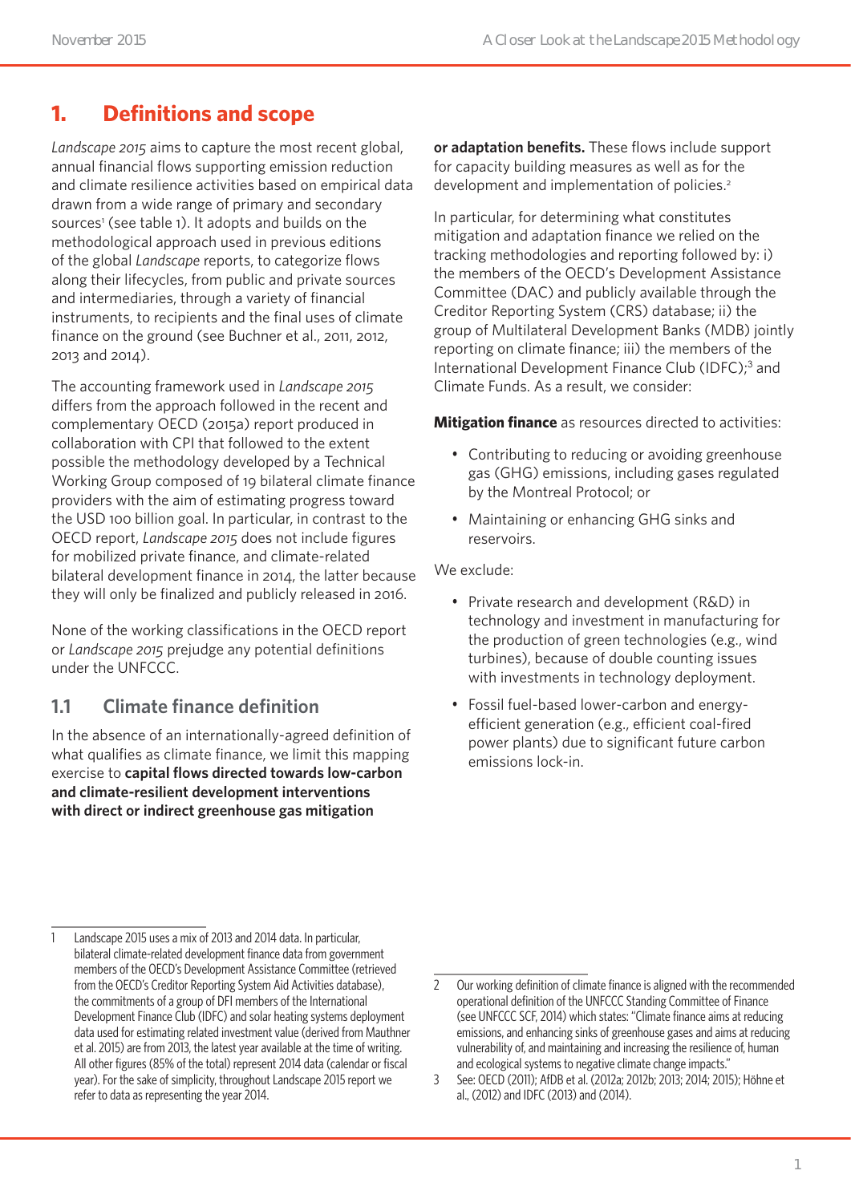# 1. Definitions and scope

*Landscape 2015* aims to capture the most recent global, annual financial flows supporting emission reduction and climate resilience activities based on empirical data drawn from a wide range of primary and secondary sources[1] (see table 1). It adopts and builds on the methodological approach used in previous editions of the global *Landscape* reports, to categorize flows along their lifecycles, from public and private sources and intermediaries, through a variety of financial instruments, to recipients and the final uses of climate finance on the ground (see Buchner et al., 2011, 2012, 2013 and 2014).

The accounting framework used in *Landscape 2015* differs from the approach followed in the recent and complementary OECD (2015a) report produced in collaboration with CPI that followed to the extent possible the methodology developed by a Technical Working Group composed of 19 bilateral climate finance providers with the aim of estimating progress toward the USD 100 billion goal. In particular, in contrast to the OECD report, *Landscape 2015* does not include figures for mobilized private finance, and climate-related bilateral development finance in 2014, the latter because they will only be finalized and publicly released in 2016.

None of the working classifications in the OECD report or *Landscape 2015* prejudge any potential definitions under the UNFCCC.

## 1.1 Climate finance definition

In the absence of an internationally-agreed definition of what qualifies as climate finance, we limit this mapping exercise to **capital flows directed towards low-carbon and climate-resilient development interventions with direct or indirect greenhouse gas mitigation or adaptation benefits.** These flows include support for capacity building measures as well as for the development and implementation of policies.[2]

In particular, for determining what constitutes mitigation and adaptation finance we relied on the tracking methodologies and reporting followed by: i) the members of the OECD's Development Assistance Committee (DAC) and publicly available through the Creditor Reporting System (CRS) database; ii) the group of Multilateral Development Banks (MDB) jointly reporting on climate finance; iii) the members of the International Development Finance Club (IDFC);[3] and Climate Funds. As a result, we consider:

**Mitigation finance** as resources directed to activities:

- Contributing to reducing or avoiding greenhouse gas (GHG) emissions, including gases regulated by the Montreal Protocol; or
- Maintaining or enhancing GHG sinks and reservoirs.

We exclude:

- Private research and development (R&D) in technology and investment in manufacturing for the production of green technologies (e.g., wind turbines), because of double counting issues with investments in technology deployment.
- Fossil fuel-based lower-carbon and energy-efficient generation (e.g., efficient coal-fired power plants) due to significant future carbon emissions lock-in.

---

1 Landscape 2015 uses a mix of 2013 and 2014 data. In particular, bilateral climate-related development finance data from government members of the OECD's Development Assistance Committee (retrieved from the OECD's Creditor Reporting System Aid Activities database), the commitments of a group of DFI members of the International Development Finance Club (IDFC) and solar heating systems deployment data used for estimating related investment value (derived from Mauthner et al. 2015) are from 2013, the latest year available at the time of writing. All other figures (85% of the total) represent 2014 data (calendar or fiscal year). For the sake of simplicity, throughout Landscape 2015 report we refer to data as representing the year 2014.

2 Our working definition of climate finance is aligned with the recommended operational definition of the UNFCCC Standing Committee of Finance (see UNFCCC SCF, 2014) which states: "Climate finance aims at reducing emissions, and enhancing sinks of greenhouse gases and aims at reducing vulnerability of, and maintaining and increasing the resilience of, human and ecological systems to negative climate change impacts."

3 See: OECD (2011); AfDB et al. (2012a; 2012b; 2013; 2014; 2015); Höhne et al., (2012) and IDFC (2013) and (2014).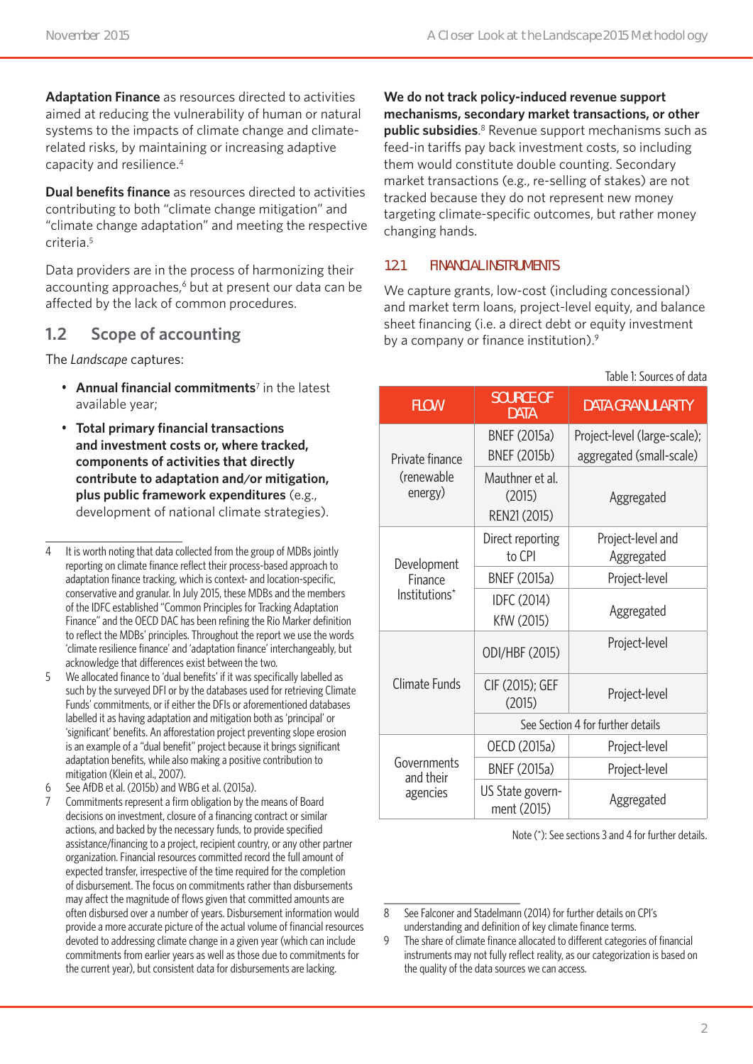**Adaptation Finance** as resources directed to activities aimed at reducing the vulnerability of human or natural systems to the impacts of climate change and climate-related risks, by maintaining or increasing adaptive capacity and resilience.[4]

**Dual benefits finance** as resources directed to activities contributing to both "climate change mitigation" and "climate change adaptation" and meeting the respective criteria.[5]

Data providers are in the process of harmonizing their accounting approaches,[6] but at present our data can be affected by the lack of common procedures.

## 1.2 Scope of accounting

The *Landscape* captures:

- **Annual financial commitments**[7] in the latest available year;
- **Total primary financial transactions and investment costs or, where tracked, components of activities that directly contribute to adaptation and/or mitigation, plus public framework expenditures** (e.g., development of national climate strategies).

**We do not track policy-induced revenue support mechanisms, secondary market transactions, or other public subsidies**.[8] Revenue support mechanisms such as feed-in tariffs pay back investment costs, so including them would constitute double counting. Secondary market transactions (e.g., re-selling of stakes) are not tracked because they do not represent new money targeting climate-specific outcomes, but rather money changing hands.

### 1.2.1 FINANCIAL INSTRUMENTS

We capture grants, low-cost (including concessional) and market term loans, project-level equity, and balance sheet financing (i.e. a direct debt or equity investment by a company or finance institution).[9]

Table 1: Sources of data

| FLOW | SOURCE OF DATA | DATA GRANULARITY |
|---|---|---|
| Private finance (renewable energy) | BNEF (2015a) BNEF (2015b) | Project-level (large-scale); aggregated (small-scale) |
| | Mauthner et al. (2015) REN21 (2015) | Aggregated |
| Development Finance Institutions* | Direct reporting to CPI | Project-level and Aggregated |
| | BNEF (2015a) | Project-level |
| | IDFC (2014) KfW (2015) | Aggregated |
| Climate Funds | ODI/HBF (2015) | Project-level |
| | CIF (2015); GEF (2015) | Project-level |
| | See Section 4 for further details | |
| Governments and their agencies | OECD (2015a) | Project-level |
| | BNEF (2015a) | Project-level |
| | US State government (2015) | Aggregated |

Note (*): See sections 3 and 4 for further details.

---

4 It is worth noting that data collected from the group of MDBs jointly reporting on climate finance reflect their process-based approach to adaptation finance tracking, which is context- and location-specific, conservative and granular. In July 2015, these MDBs and the members of the IDFC established "Common Principles for Tracking Adaptation Finance" and the OECD DAC has been refining the Rio Marker definition to reflect the MDBs' principles. Throughout the report we use the words 'climate resilience finance' and 'adaptation finance' interchangeably, but acknowledge that differences exist between the two.

5 We allocated finance to 'dual benefits' if it was specifically labelled as such by the surveyed DFI or by the databases used for retrieving Climate Funds' commitments, or if either the DFIs or aforementioned databases labelled it as having adaptation and mitigation both as 'principal' or 'significant' benefits. An afforestation project preventing slope erosion is an example of a "dual benefit" project because it brings significant adaptation benefits, while also making a positive contribution to mitigation (Klein et al., 2007).

6 See AfDB et al. (2015b) and WBG et al. (2015a).

7 Commitments represent a firm obligation by the means of Board decisions on investment, closure of a financing contract or similar actions, and backed by the necessary funds, to provide specified assistance/financing to a project, recipient country, or any other partner organization. Financial resources committed record the full amount of expected transfer, irrespective of the time required for the completion of disbursement. The focus on commitments rather than disbursements may affect the magnitude of flows given that committed amounts are often disbursed over a number of years. Disbursement information would provide a more accurate picture of the actual volume of financial resources devoted to addressing climate change in a given year (which can include commitments from earlier years as well as those due to commitments for the current year), but consistent data for disbursements are lacking.

8 See Falconer and Stadelmann (2014) for further details on CPI's understanding and definition of key climate finance terms.

9 The share of climate finance allocated to different categories of financial instruments may not fully reflect reality, as our categorization is based on the quality of the data sources we can access.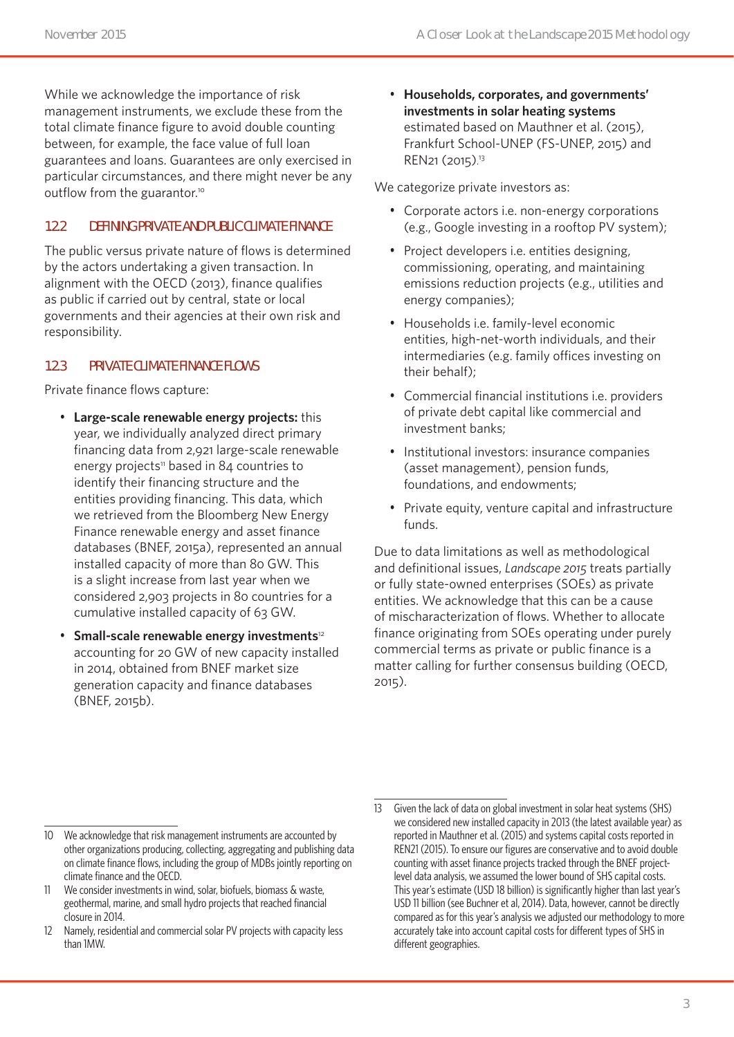While we acknowledge the importance of risk management instruments, we exclude these from the total climate finance figure to avoid double counting between, for example, the face value of full loan guarantees and loans. Guarantees are only exercised in particular circumstances, and there might never be any outflow from the guarantor.[10]

### 1.2.2 DEFINING PRIVATE AND PUBLIC CLIMATE FINANCE

The public versus private nature of flows is determined by the actors undertaking a given transaction. In alignment with the OECD (2013), finance qualifies as public if carried out by central, state or local governments and their agencies at their own risk and responsibility.

### 1.2.3 PRIVATE CLIMATE FINANCE FLOWS

Private finance flows capture:

- **Large-scale renewable energy projects:** this year, we individually analyzed direct primary financing data from 2,921 large-scale renewable energy projects[11] based in 84 countries to identify their financing structure and the entities providing financing. This data, which we retrieved from the Bloomberg New Energy Finance renewable energy and asset finance databases (BNEF, 2015a), represented an annual installed capacity of more than 80 GW. This is a slight increase from last year when we considered 2,903 projects in 80 countries for a cumulative installed capacity of 63 GW.
- **Small-scale renewable energy investments**[12] accounting for 20 GW of new capacity installed in 2014, obtained from BNEF market size generation capacity and finance databases (BNEF, 2015b).
- **Households, corporates, and governments' investments in solar heating systems** estimated based on Mauthner et al. (2015), Frankfurt School-UNEP (FS-UNEP, 2015) and REN21 (2015).[13]

We categorize private investors as:

- Corporate actors i.e. non-energy corporations (e.g., Google investing in a rooftop PV system);
- Project developers i.e. entities designing, commissioning, operating, and maintaining emissions reduction projects (e.g., utilities and energy companies);
- Households i.e. family-level economic entities, high-net-worth individuals, and their intermediaries (e.g. family offices investing on their behalf);
- Commercial financial institutions i.e. providers of private debt capital like commercial and investment banks;
- Institutional investors: insurance companies (asset management), pension funds, foundations, and endowments;
- Private equity, venture capital and infrastructure funds.

Due to data limitations as well as methodological and definitional issues, *Landscape 2015* treats partially or fully state-owned enterprises (SOEs) as private entities. We acknowledge that this can be a cause of mischaracterization of flows. Whether to allocate finance originating from SOEs operating under purely commercial terms as private or public finance is a matter calling for further consensus building (OECD, 2015).

---

10 We acknowledge that risk management instruments are accounted by other organizations producing, collecting, aggregating and publishing data on climate finance flows, including the group of MDBs jointly reporting on climate finance and the OECD.

11 We consider investments in wind, solar, biofuels, biomass & waste, geothermal, marine, and small hydro projects that reached financial closure in 2014.

12 Namely, residential and commercial solar PV projects with capacity less than 1MW.

13 Given the lack of data on global investment in solar heat systems (SHS) we considered new installed capacity in 2013 (the latest available year) as reported in Mauthner et al. (2015) and systems capital costs reported in REN21 (2015). To ensure our figures are conservative and to avoid double counting with asset finance projects tracked through the BNEF project-level data analysis, we assumed the lower bound of SHS capital costs. This year's estimate (USD 18 billion) is significantly higher than last year's USD 11 billion (see Buchner et al, 2014). Data, however, cannot be directly compared as for this year's analysis we adjusted our methodology to more accurately take into account capital costs for different types of SHS in different geographies.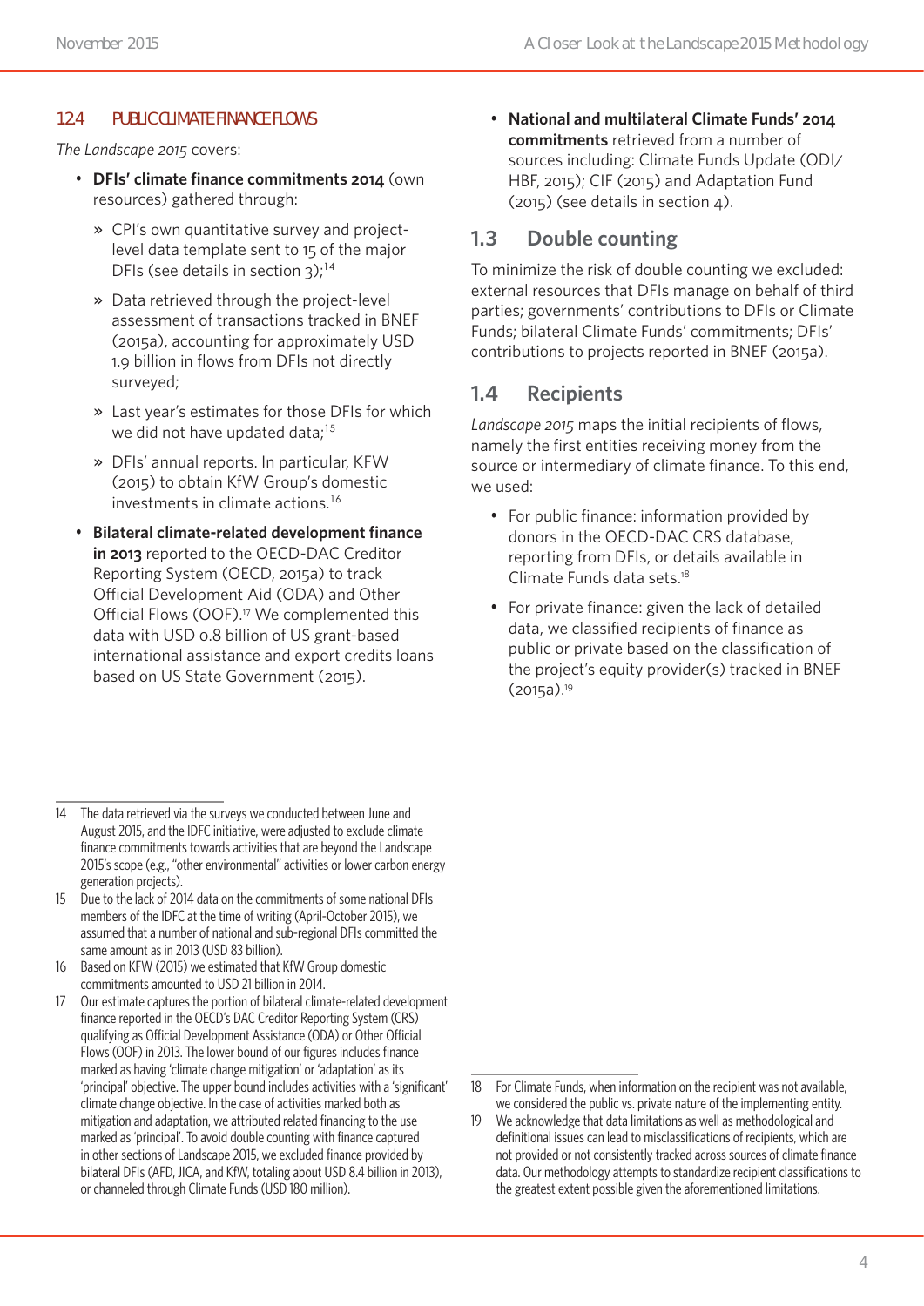### 1.2.4 PUBLIC CLIMATE FINANCE FLOWS

*The Landscape 2015* covers:

- **DFIs' climate finance commitments 2014** (own resources) gathered through:
  - » CPI's own quantitative survey and project-level data template sent to 15 of the major DFIs (see details in section 3);[14]
  - » Data retrieved through the project-level assessment of transactions tracked in BNEF (2015a), accounting for approximately USD 1.9 billion in flows from DFIs not directly surveyed;
  - » Last year's estimates for those DFIs for which we did not have updated data;[15]
  - » DFIs' annual reports. In particular, KFW (2015) to obtain KfW Group's domestic investments in climate actions.[16]
- **Bilateral climate-related development finance in 2013** reported to the OECD-DAC Creditor Reporting System (OECD, 2015a) to track Official Development Aid (ODA) and Other Official Flows (OOF).[17] We complemented this data with USD 0.8 billion of US grant-based international assistance and export credits loans based on US State Government (2015).
- **National and multilateral Climate Funds' 2014 commitments** retrieved from a number of sources including: Climate Funds Update (ODI/HBF, 2015); CIF (2015) and Adaptation Fund (2015) (see details in section 4).

## 1.3 Double counting

To minimize the risk of double counting we excluded: external resources that DFIs manage on behalf of third parties; governments' contributions to DFIs or Climate Funds; bilateral Climate Funds' commitments; DFIs' contributions to projects reported in BNEF (2015a).

## 1.4 Recipients

*Landscape 2015* maps the initial recipients of flows, namely the first entities receiving money from the source or intermediary of climate finance. To this end, we used:

- For public finance: information provided by donors in the OECD-DAC CRS database, reporting from DFIs, or details available in Climate Funds data sets.[18]
- For private finance: given the lack of detailed data, we classified recipients of finance as public or private based on the classification of the project's equity provider(s) tracked in BNEF (2015a).[19]

---

14 The data retrieved via the surveys we conducted between June and August 2015, and the IDFC initiative, were adjusted to exclude climate finance commitments towards activities that are beyond the Landscape 2015's scope (e.g., "other environmental" activities or lower carbon energy generation projects).

15 Due to the lack of 2014 data on the commitments of some national DFIs members of the IDFC at the time of writing (April-October 2015), we assumed that a number of national and sub-regional DFIs committed the same amount as in 2013 (USD 83 billion).

16 Based on KFW (2015) we estimated that KfW Group domestic commitments amounted to USD 21 billion in 2014.

17 Our estimate captures the portion of bilateral climate-related development finance reported in the OECD's DAC Creditor Reporting System (CRS) qualifying as Official Development Assistance (ODA) or Other Official Flows (OOF) in 2013. The lower bound of our figures includes finance marked as having 'climate change mitigation' or 'adaptation' as its 'principal' objective. The upper bound includes activities with a 'significant' climate change objective. In the case of activities marked both as mitigation and adaptation, we attributed related financing to the use marked as 'principal'. To avoid double counting with finance captured in other sections of Landscape 2015, we excluded finance provided by bilateral DFIs (AFD, JICA, and KfW, totaling about USD 8.4 billion in 2013), or channeled through Climate Funds (USD 180 million).

18 For Climate Funds, when information on the recipient was not available, we considered the public vs. private nature of the implementing entity.

19 We acknowledge that data limitations as well as methodological and definitional issues can lead to misclassifications of recipients, which are not provided or not consistently tracked across sources of climate finance data. Our methodology attempts to standardize recipient classifications to the greatest extent possible given the aforementioned limitations.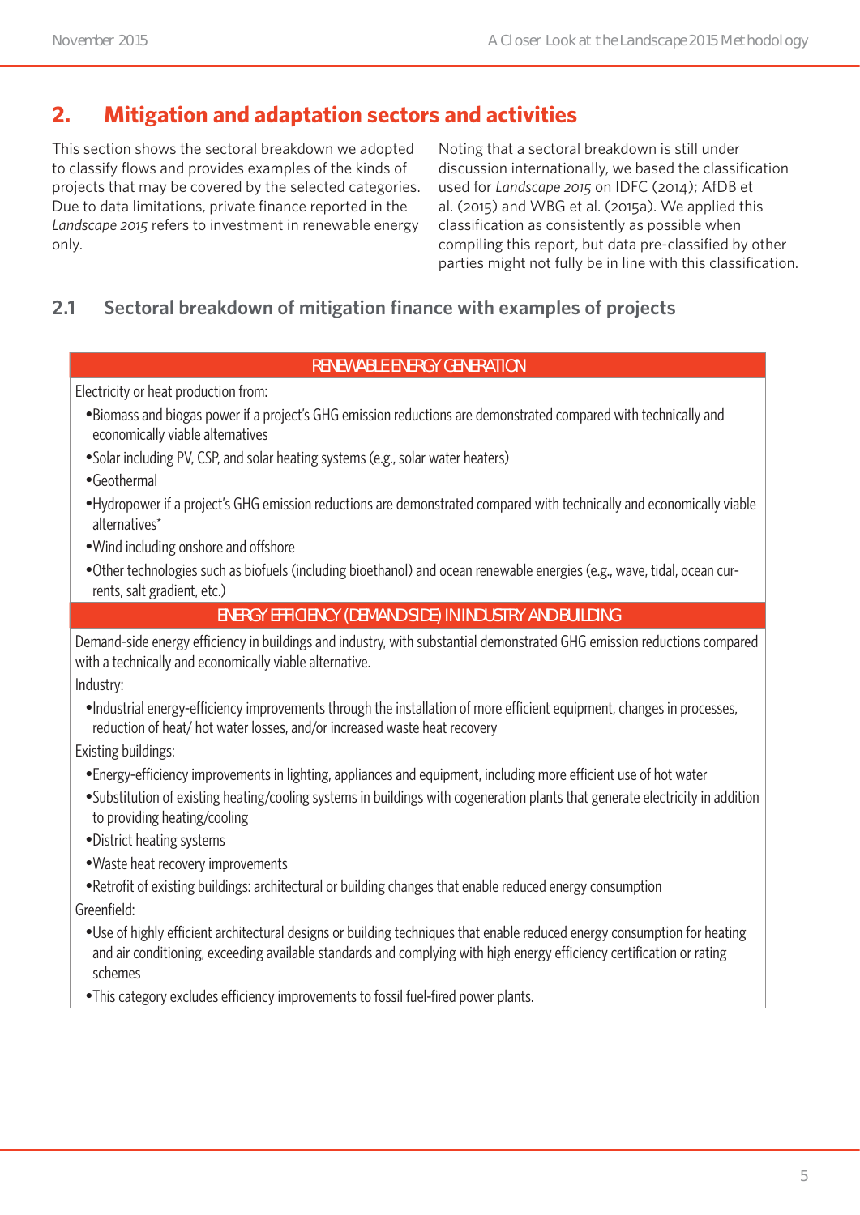## 2. Mitigation and adaptation sectors and activities

This section shows the sectoral breakdown we adopted to classify flows and provides examples of the kinds of projects that may be covered by the selected categories. Due to data limitations, private finance reported in the *Landscape 2015* refers to investment in renewable energy only.

Noting that a sectoral breakdown is still under discussion internationally, we based the classification used for *Landscape 2015* on IDFC (2014); AfDB et al. (2015) and WBG et al. (2015a). We applied this classification as consistently as possible when compiling this report, but data pre-classified by other parties might not fully be in line with this classification.

### 2.1 Sectoral breakdown of mitigation finance with examples of projects

| RENEWABLE ENERGY GENERATION |
|---|
| Electricity or heat production from:<br>• Biomass and biogas power if a project's GHG emission reductions are demonstrated compared with technically and economically viable alternatives<br>• Solar including PV, CSP, and solar heating systems (e.g., solar water heaters)<br>• Geothermal<br>• Hydropower if a project's GHG emission reductions are demonstrated compared with technically and economically viable alternatives*<br>• Wind including onshore and offshore<br>• Other technologies such as biofuels (including bioethanol) and ocean renewable energies (e.g., wave, tidal, ocean currents, salt gradient, etc.) |
| **ENERGY EFFICIENCY (DEMAND SIDE) IN INDUSTRY AND BUILDING** |
| Demand-side energy efficiency in buildings and industry, with substantial demonstrated GHG emission reductions compared with a technically and economically viable alternative.<br>Industry:<br>• Industrial energy-efficiency improvements through the installation of more efficient equipment, changes in processes, reduction of heat/ hot water losses, and/or increased waste heat recovery<br>Existing buildings:<br>• Energy-efficiency improvements in lighting, appliances and equipment, including more efficient use of hot water<br>• Substitution of existing heating/cooling systems in buildings with cogeneration plants that generate electricity in addition to providing heating/cooling<br>• District heating systems<br>• Waste heat recovery improvements<br>• Retrofit of existing buildings: architectural or building changes that enable reduced energy consumption<br>Greenfield:<br>• Use of highly efficient architectural designs or building techniques that enable reduced energy consumption for heating and air conditioning, exceeding available standards and complying with high energy efficiency certification or rating schemes<br>• This category excludes efficiency improvements to fossil fuel-fired power plants. |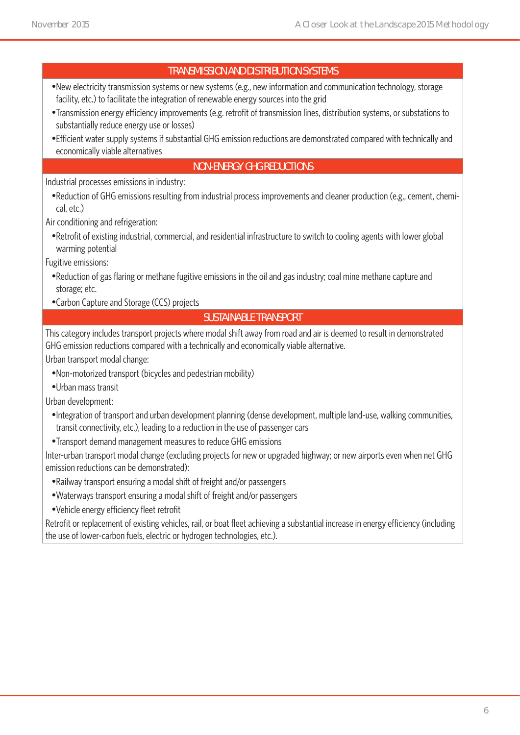| TRANSMISSION AND DISTRIBUTION SYSTEMS |
|---|
| • New electricity transmission systems or new systems (e.g., new information and communication technology, storage facility, etc.) to facilitate the integration of renewable energy sources into the grid<br>• Transmission energy efficiency improvements (e.g. retrofit of transmission lines, distribution systems, or substations to substantially reduce energy use or losses)<br>• Efficient water supply systems if substantial GHG emission reductions are demonstrated compared with technically and economically viable alternatives |
| **NON-ENERGY GHG REDUCTIONS** |
| Industrial processes emissions in industry:<br>• Reduction of GHG emissions resulting from industrial process improvements and cleaner production (e.g., cement, chemical, etc.)<br>Air conditioning and refrigeration:<br>• Retrofit of existing industrial, commercial, and residential infrastructure to switch to cooling agents with lower global warming potential<br>Fugitive emissions:<br>• Reduction of gas flaring or methane fugitive emissions in the oil and gas industry; coal mine methane capture and storage; etc.<br>• Carbon Capture and Storage (CCS) projects |
| **SUSTAINABLE TRANSPORT** |
| This category includes transport projects where modal shift away from road and air is deemed to result in demonstrated GHG emission reductions compared with a technically and economically viable alternative.<br>Urban transport modal change:<br>• Non-motorized transport (bicycles and pedestrian mobility)<br>• Urban mass transit<br>Urban development:<br>• Integration of transport and urban development planning (dense development, multiple land-use, walking communities, transit connectivity, etc.), leading to a reduction in the use of passenger cars<br>• Transport demand management measures to reduce GHG emissions<br>Inter-urban transport modal change (excluding projects for new or upgraded highway; or new airports even when net GHG emission reductions can be demonstrated):<br>• Railway transport ensuring a modal shift of freight and/or passengers<br>• Waterways transport ensuring a modal shift of freight and/or passengers<br>• Vehicle energy efficiency fleet retrofit<br>Retrofit or replacement of existing vehicles, rail, or boat fleet achieving a substantial increase in energy efficiency (including the use of lower-carbon fuels, electric or hydrogen technologies, etc.). |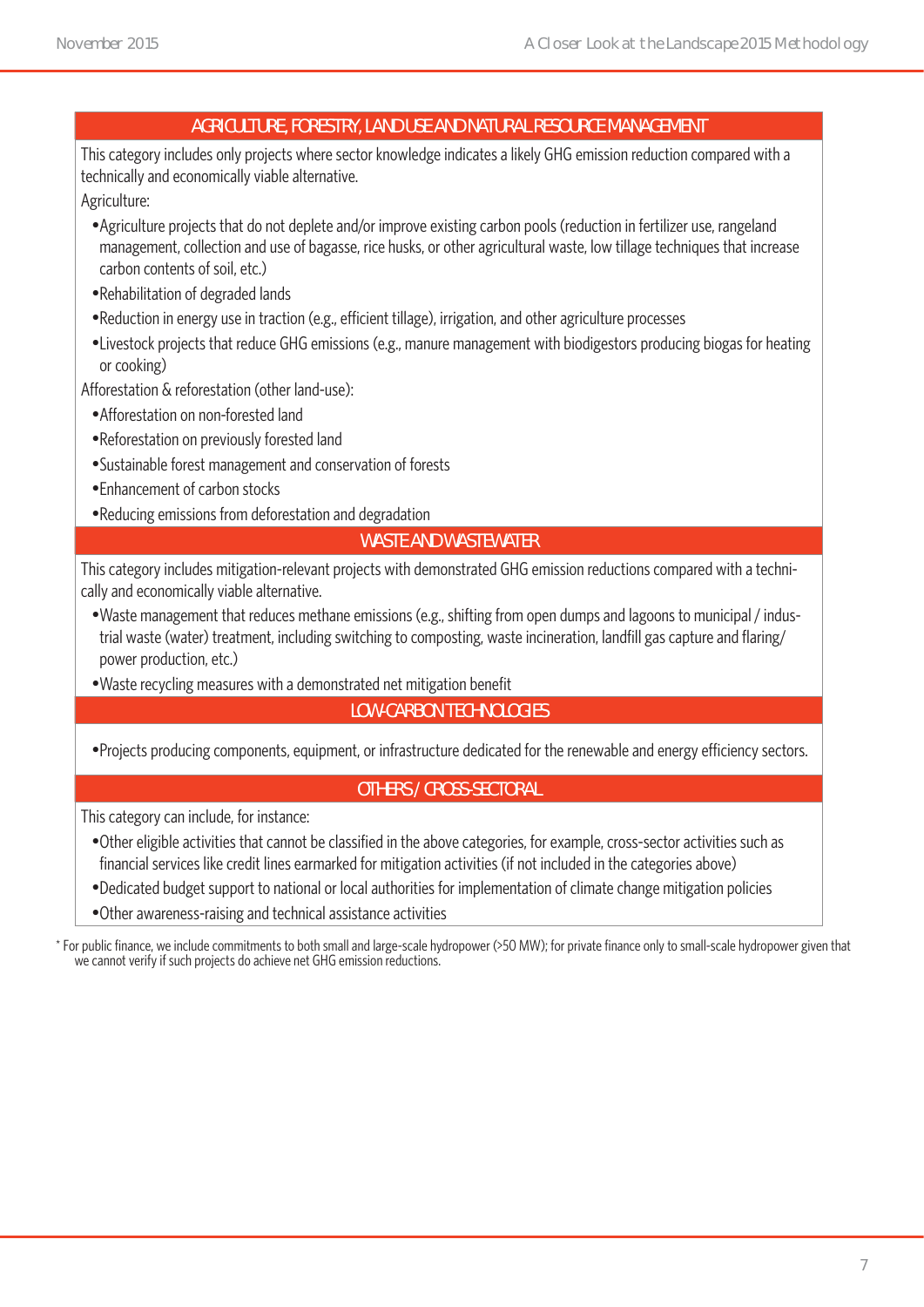### AGRICULTURE, FORESTRY, LAND USE AND NATURAL RESOURCE MANAGEMENT

This category includes only projects where sector knowledge indicates a likely GHG emission reduction compared with a technically and economically viable alternative.

Agriculture:

- Agriculture projects that do not deplete and/or improve existing carbon pools (reduction in fertilizer use, rangeland management, collection and use of bagasse, rice husks, or other agricultural waste, low tillage techniques that increase carbon contents of soil, etc.)
- Rehabilitation of degraded lands
- Reduction in energy use in traction (e.g., efficient tillage), irrigation, and other agriculture processes
- Livestock projects that reduce GHG emissions (e.g., manure management with biodigestors producing biogas for heating or cooking)

Afforestation & reforestation (other land-use):

- Afforestation on non-forested land
- Reforestation on previously forested land
- Sustainable forest management and conservation of forests
- Enhancement of carbon stocks
- Reducing emissions from deforestation and degradation

### WASTE AND WASTEWATER

This category includes mitigation-relevant projects with demonstrated GHG emission reductions compared with a technically and economically viable alternative.

- Waste management that reduces methane emissions (e.g., shifting from open dumps and lagoons to municipal / industrial waste (water) treatment, including switching to composting, waste incineration, landfill gas capture and flaring/ power production, etc.)
- Waste recycling measures with a demonstrated net mitigation benefit

### LOW-CARBON TECHNOLOGIES

- Projects producing components, equipment, or infrastructure dedicated for the renewable and energy efficiency sectors.

### OTHERS / CROSS-SECTORAL

This category can include, for instance:

- Other eligible activities that cannot be classified in the above categories, for example, cross-sector activities such as financial services like credit lines earmarked for mitigation activities (if not included in the categories above)
- Dedicated budget support to national or local authorities for implementation of climate change mitigation policies
- Other awareness-raising and technical assistance activities

* For public finance, we include commitments to both small and large-scale hydropower (>50 MW); for private finance only to small-scale hydropower given that we cannot verify if such projects do achieve net GHG emission reductions.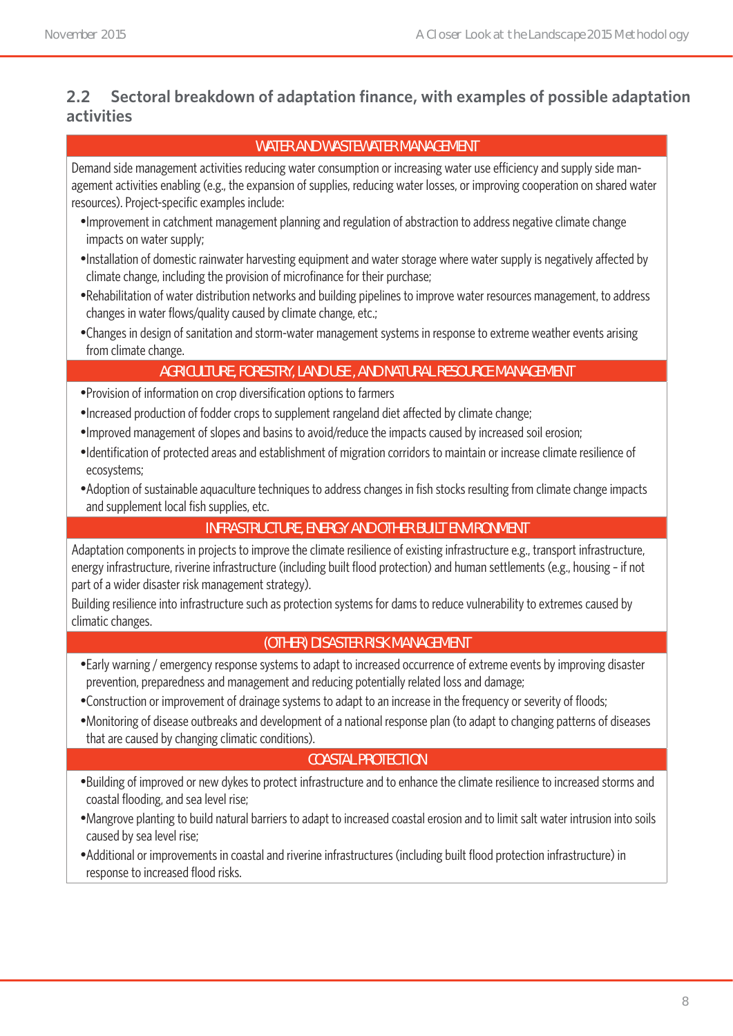## 2.2 Sectoral breakdown of adaptation finance, with examples of possible adaptation activities

| WATER AND WASTEWATER MANAGEMENT |
|---|
| Demand side management activities reducing water consumption or increasing water use efficiency and supply side management activities enabling (e.g., the expansion of supplies, reducing water losses, or improving cooperation on shared water resources). Project-specific examples include:<br>• Improvement in catchment management planning and regulation of abstraction to address negative climate change impacts on water supply;<br>• Installation of domestic rainwater harvesting equipment and water storage where water supply is negatively affected by climate change, including the provision of microfinance for their purchase;<br>• Rehabilitation of water distribution networks and building pipelines to improve water resources management, to address changes in water flows/quality caused by climate change, etc.;<br>• Changes in design of sanitation and storm-water management systems in response to extreme weather events arising from climate change. |
| **AGRICULTURE, FORESTRY, LAND USE, AND NATURAL RESOURCE MANAGEMENT** |
| • Provision of information on crop diversification options to farmers<br>• Increased production of fodder crops to supplement rangeland diet affected by climate change;<br>• Improved management of slopes and basins to avoid/reduce the impacts caused by increased soil erosion;<br>• Identification of protected areas and establishment of migration corridors to maintain or increase climate resilience of ecosystems;<br>• Adoption of sustainable aquaculture techniques to address changes in fish stocks resulting from climate change impacts and supplement local fish supplies, etc. |
| **INFRASTRUCTURE, ENERGY AND OTHER BUILT ENVIRONMENT** |
| Adaptation components in projects to improve the climate resilience of existing infrastructure e.g., transport infrastructure, energy infrastructure, riverine infrastructure (including built flood protection) and human settlements (e.g., housing - if not part of a wider disaster risk management strategy).<br>Building resilience into infrastructure such as protection systems for dams to reduce vulnerability to extremes caused by climatic changes. |
| **(OTHER) DISASTER RISK MANAGEMENT** |
| • Early warning / emergency response systems to adapt to increased occurrence of extreme events by improving disaster prevention, preparedness and management and reducing potentially related loss and damage;<br>• Construction or improvement of drainage systems to adapt to an increase in the frequency or severity of floods;<br>• Monitoring of disease outbreaks and development of a national response plan (to adapt to changing patterns of diseases that are caused by changing climatic conditions). |
| **COASTAL PROTECTION** |
| • Building of improved or new dykes to protect infrastructure and to enhance the climate resilience to increased storms and coastal flooding, and sea level rise;<br>• Mangrove planting to build natural barriers to adapt to increased coastal erosion and to limit salt water intrusion into soils caused by sea level rise;<br>• Additional or improvements in coastal and riverine infrastructures (including built flood protection infrastructure) in response to increased flood risks. |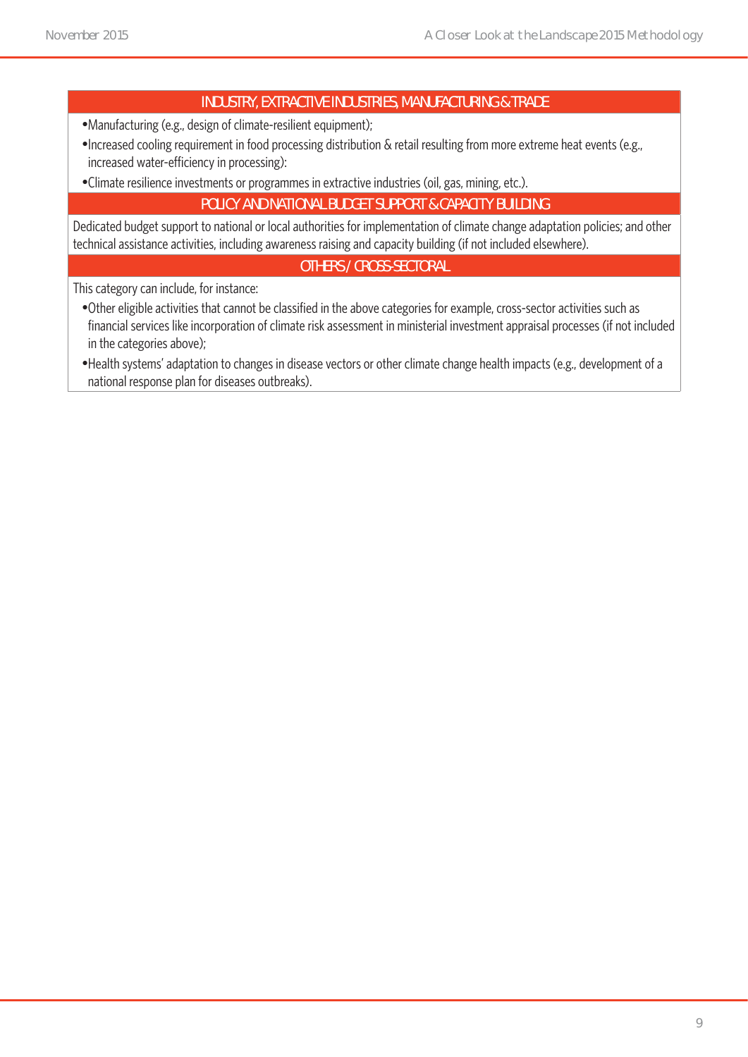| INDUSTRY, EXTRACTIVE INDUSTRIES, MANUFACTURING & TRADE |
| --- |
| •Manufacturing (e.g., design of climate-resilient equipment);<br>•Increased cooling requirement in food processing distribution & retail resulting from more extreme heat events (e.g., increased water-efficiency in processing):<br>•Climate resilience investments or programmes in extractive industries (oil, gas, mining, etc.). |
| **POLICY AND NATIONAL BUDGET SUPPORT & CAPACITY BUILDING** |
| Dedicated budget support to national or local authorities for implementation of climate change adaptation policies; and other technical assistance activities, including awareness raising and capacity building (if not included elsewhere). |
| **OTHERS / CROSS-SECTORAL** |
| This category can include, for instance:<br>•Other eligible activities that cannot be classified in the above categories for example, cross-sector activities such as financial services like incorporation of climate risk assessment in ministerial investment appraisal processes (if not included in the categories above);<br>•Health systems' adaptation to changes in disease vectors or other climate change health impacts (e.g., development of a national response plan for diseases outbreaks). |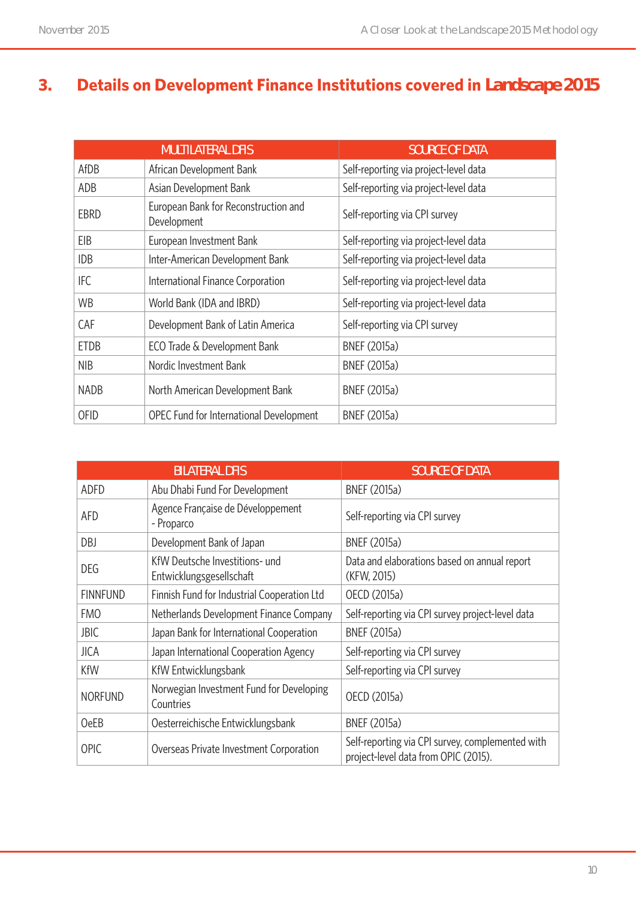## 3. Details on Development Finance Institutions covered in *Landscape 2015*

| MULTILATERAL DFIS | | SOURCE OF DATA |
|---|---|---|
| AfDB | African Development Bank | Self-reporting via project-level data |
| ADB | Asian Development Bank | Self-reporting via project-level data |
| EBRD | European Bank for Reconstruction and Development | Self-reporting via CPI survey |
| EIB | European Investment Bank | Self-reporting via project-level data |
| IDB | Inter-American Development Bank | Self-reporting via project-level data |
| IFC | International Finance Corporation | Self-reporting via project-level data |
| WB | World Bank (IDA and IBRD) | Self-reporting via project-level data |
| CAF | Development Bank of Latin America | Self-reporting via CPI survey |
| ETDB | ECO Trade & Development Bank | BNEF (2015a) |
| NIB | Nordic Investment Bank | BNEF (2015a) |
| NADB | North American Development Bank | BNEF (2015a) |
| OFID | OPEC Fund for International Development | BNEF (2015a) |

| BILATERAL DFIS | | SOURCE OF DATA |
|---|---|---|
| ADFD | Abu Dhabi Fund For Development | BNEF (2015a) |
| AFD | Agence Française de Développement - Proparco | Self-reporting via CPI survey |
| DBJ | Development Bank of Japan | BNEF (2015a) |
| DEG | KfW Deutsche Investitions- und Entwicklungsgesellschaft | Data and elaborations based on annual report (KFW, 2015) |
| FINNFUND | Finnish Fund for Industrial Cooperation Ltd | OECD (2015a) |
| FMO | Netherlands Development Finance Company | Self-reporting via CPI survey project-level data |
| JBIC | Japan Bank for International Cooperation | BNEF (2015a) |
| JICA | Japan International Cooperation Agency | Self-reporting via CPI survey |
| KfW | KfW Entwicklungsbank | Self-reporting via CPI survey |
| NORFUND | Norwegian Investment Fund for Developing Countries | OECD (2015a) |
| OeEB | Oesterreichische Entwicklungsbank | BNEF (2015a) |
| OPIC | Overseas Private Investment Corporation | Self-reporting via CPI survey, complemented with project-level data from OPIC (2015). |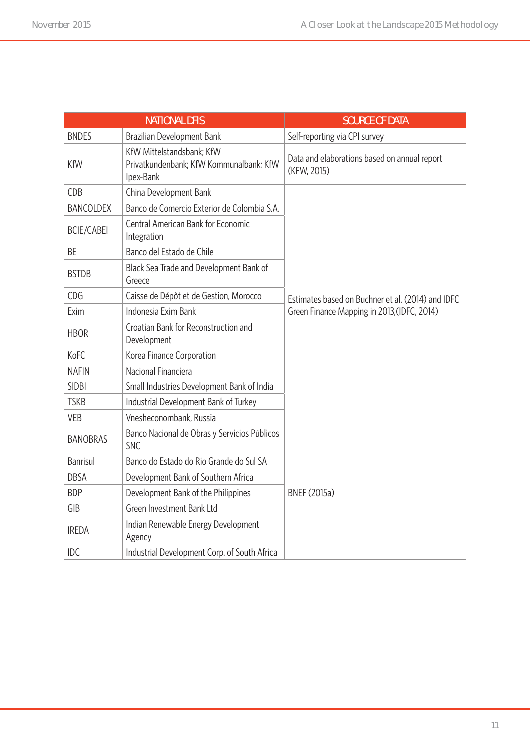| NATIONAL DFIS | | SOURCE OF DATA |
|---|---|---|
| BNDES | Brazilian Development Bank | Self-reporting via CPI survey |
| KfW | KfW Mittelstandsbank; KfW Privatkundenbank; KfW Kommunalbank; KfW Ipex-Bank | Data and elaborations based on annual report (KFW, 2015) |
| CDB | China Development Bank | Estimates based on Buchner et al. (2014) and IDFC Green Finance Mapping in 2013,(IDFC, 2014) |
| BANCOLDEX | Banco de Comercio Exterior de Colombia S.A. | |
| BCIE/CABEI | Central American Bank for Economic Integration | |
| BE | Banco del Estado de Chile | |
| BSTDB | Black Sea Trade and Development Bank of Greece | |
| CDG | Caisse de Dépôt et de Gestion, Morocco | |
| Exim | Indonesia Exim Bank | |
| HBOR | Croatian Bank for Reconstruction and Development | |
| KoFC | Korea Finance Corporation | |
| NAFIN | Nacional Financiera | |
| SIDBI | Small Industries Development Bank of India | |
| TSKB | Industrial Development Bank of Turkey | |
| VEB | Vnesheconombank, Russia | |
| BANOBRAS | Banco Nacional de Obras y Servicios Públicos SNC | BNEF (2015a) |
| Banrisul | Banco do Estado do Rio Grande do Sul SA | |
| DBSA | Development Bank of Southern Africa | |
| BDP | Development Bank of the Philippines | |
| GIB | Green Investment Bank Ltd | |
| IREDA | Indian Renewable Energy Development Agency | |
| IDC | Industrial Development Corp. of South Africa | |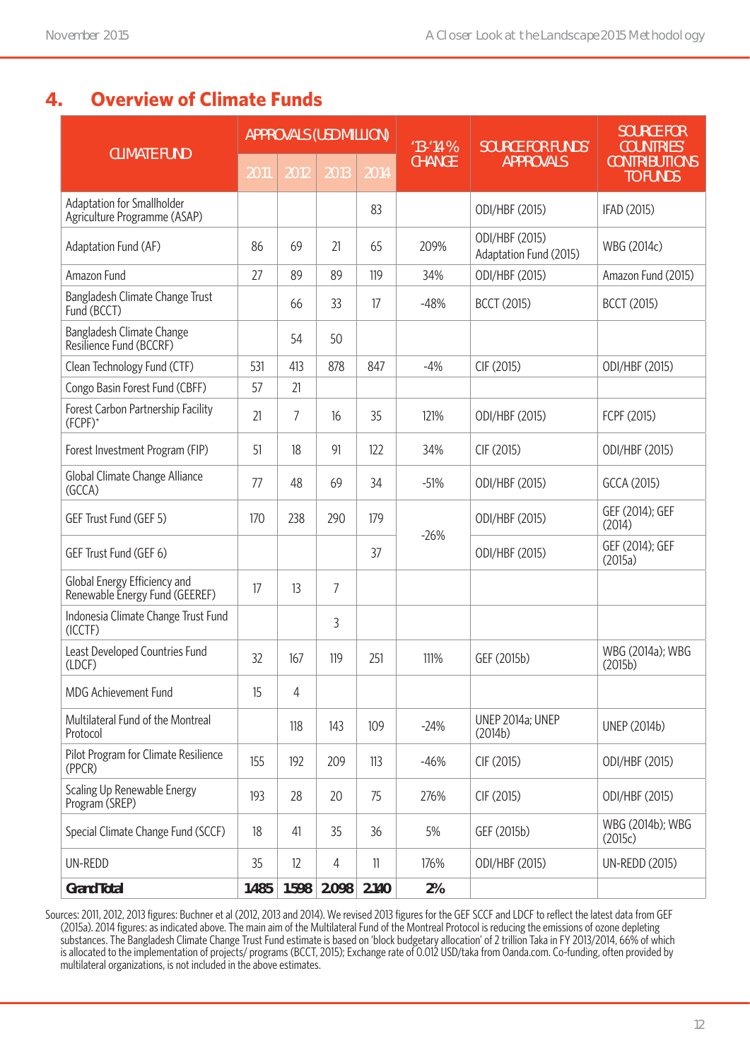## 4. Overview of Climate Funds

| CLIMATE FUND | APPROVALS (USD MILLION) | | | | '13-'14 % CHANGE | SOURCE FOR FUNDS' APPROVALS | SOURCE FOR COUNTRIES' CONTRIBUTIONS TO FUNDS |
|---|---|---|---|---|---|---|---|
| | 2011 | 2012 | 2013 | 2014 | | | |
| Adaptation for Smallholder Agriculture Programme (ASAP) | | | | 83 | | ODI/HBF (2015) | IFAD (2015) |
| Adaptation Fund (AF) | 86 | 69 | 21 | 65 | 209% | ODI/HBF (2015) Adaptation Fund (2015) | WBG (2014c) |
| Amazon Fund | 27 | 89 | 89 | 119 | 34% | ODI/HBF (2015) | Amazon Fund (2015) |
| Bangladesh Climate Change Trust Fund (BCCT) | | 66 | 33 | 17 | -48% | BCCT (2015) | BCCT (2015) |
| Bangladesh Climate Change Resilience Fund (BCCRF) | | 54 | 50 | | | | |
| Clean Technology Fund (CTF) | 531 | 413 | 878 | 847 | -4% | CIF (2015) | ODI/HBF (2015) |
| Congo Basin Forest Fund (CBFF) | 57 | 21 | | | | | |
| Forest Carbon Partnership Facility (FCPF)* | 21 | 7 | 16 | 35 | 121% | ODI/HBF (2015) | FCPF (2015) |
| Forest Investment Program (FIP) | 51 | 18 | 91 | 122 | 34% | CIF (2015) | ODI/HBF (2015) |
| Global Climate Change Alliance (GCCA) | 77 | 48 | 69 | 34 | -51% | ODI/HBF (2015) | GCCA (2015) |
| GEF Trust Fund (GEF 5) | 170 | 238 | 290 | 179 | -26% | ODI/HBF (2015) | GEF (2014); GEF (2014) |
| GEF Trust Fund (GEF 6) | | | | 37 | | ODI/HBF (2015) | GEF (2014); GEF (2015a) |
| Global Energy Efficiency and Renewable Energy Fund (GEEREF) | 17 | 13 | 7 | | | | |
| Indonesia Climate Change Trust Fund (ICCTF) | | | 3 | | | | |
| Least Developed Countries Fund (LDCF) | 32 | 167 | 119 | 251 | 111% | GEF (2015b) | WBG (2014a); WBG (2015b) |
| MDG Achievement Fund | 15 | 4 | | | | | |
| Multilateral Fund of the Montreal Protocol | | 118 | 143 | 109 | -24% | UNEP 2014a; UNEP (2014b) | UNEP (2014b) |
| Pilot Program for Climate Resilience (PPCR) | 155 | 192 | 209 | 113 | -46% | CIF (2015) | ODI/HBF (2015) |
| Scaling Up Renewable Energy Program (SREP) | 193 | 28 | 20 | 75 | 276% | CIF (2015) | ODI/HBF (2015) |
| Special Climate Change Fund (SCCF) | 18 | 41 | 35 | 36 | 5% | GEF (2015b) | WBG (2014b); WBG (2015c) |
| UN-REDD | 35 | 12 | 4 | 11 | 176% | ODI/HBF (2015) | UN-REDD (2015) |
| **Grand Total** | **1485** | **1598** | **2098** | **2140** | **2%** | | |

Sources: 2011, 2012, 2013 figures: Buchner et al (2012, 2013 and 2014). We revised 2013 figures for the GEF SCCF and LDCF to reflect the latest data from GEF (2015a). 2014 figures: as indicated above. The main aim of the Multilateral Fund of the Montreal Protocol is reducing the emissions of ozone depleting substances. The Bangladesh Climate Change Trust Fund estimate is based on 'block budgetary allocation' of 2 trillion Taka in FY 2013/2014, 66% of which is allocated to the implementation of projects/ programs (BCCT, 2015); Exchange rate of 0.012 USD/taka from Oanda.com. Co-funding, often provided by multilateral organizations, is not included in the above estimates.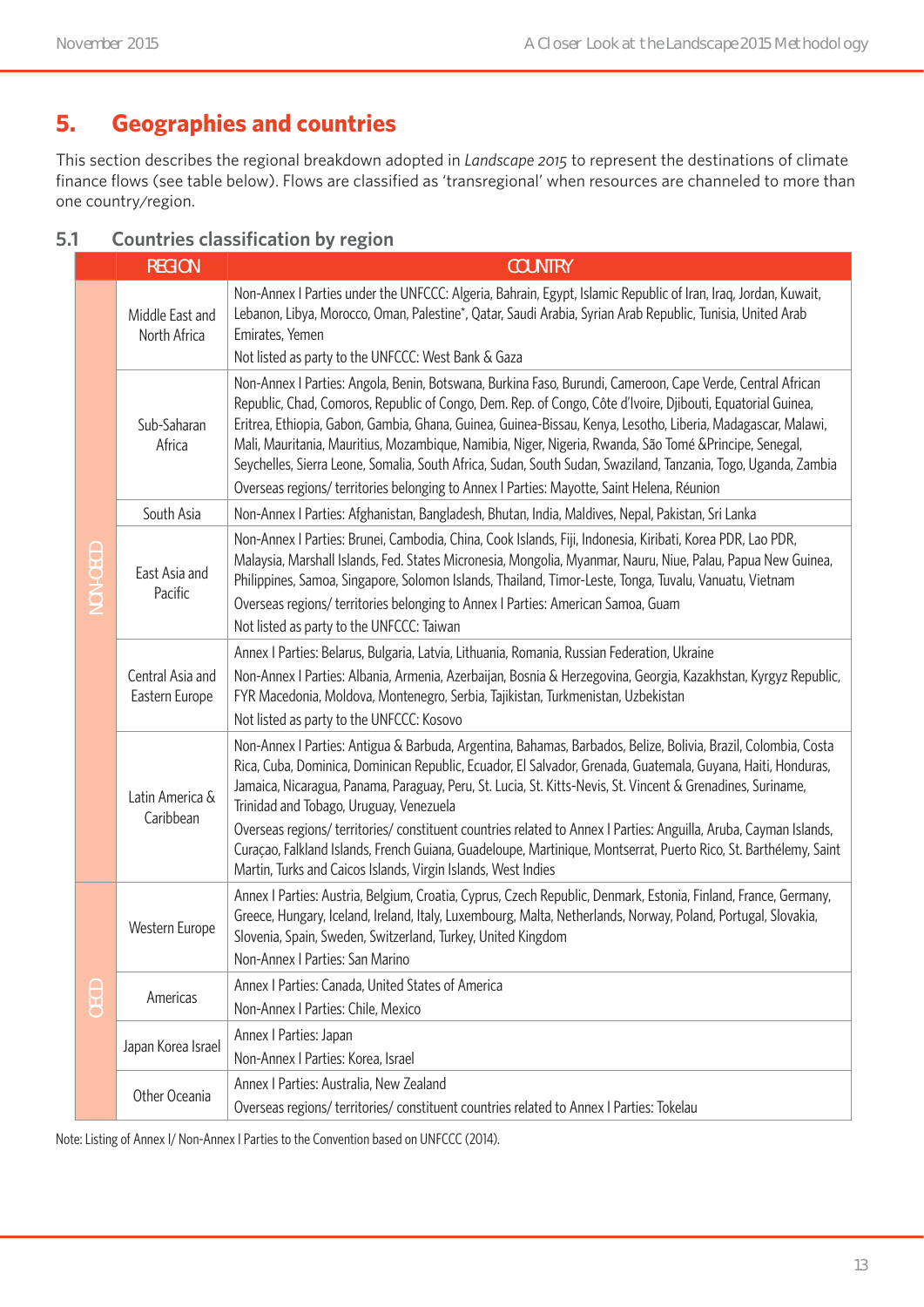## 5. Geographies and countries

This section describes the regional breakdown adopted in *Landscape 2015* to represent the destinations of climate finance flows (see table below). Flows are classified as 'transregional' when resources are channeled to more than one country/region.

### 5.1 Countries classification by region

| | REGION | COUNTRY |
|---|---|---|
| NON-OECD | Middle East and North Africa | Non-Annex I Parties under the UNFCCC: Algeria, Bahrain, Egypt, Islamic Republic of Iran, Iraq, Jordan, Kuwait, Lebanon, Libya, Morocco, Oman, Palestine*, Qatar, Saudi Arabia, Syrian Arab Republic, Tunisia, United Arab Emirates, Yemen<br>Not listed as party to the UNFCCC: West Bank & Gaza |
| | Sub-Saharan Africa | Non-Annex I Parties: Angola, Benin, Botswana, Burkina Faso, Burundi, Cameroon, Cape Verde, Central African Republic, Chad, Comoros, Republic of Congo, Dem. Rep. of Congo, Côte d'Ivoire, Djibouti, Equatorial Guinea, Eritrea, Ethiopia, Gabon, Gambia, Ghana, Guinea, Guinea-Bissau, Kenya, Lesotho, Liberia, Madagascar, Malawi, Mali, Mauritania, Mauritius, Mozambique, Namibia, Niger, Nigeria, Rwanda, São Tomé &Principe, Senegal, Seychelles, Sierra Leone, Somalia, South Africa, Sudan, South Sudan, Swaziland, Tanzania, Togo, Uganda, Zambia<br>Overseas regions/ territories belonging to Annex I Parties: Mayotte, Saint Helena, Réunion |
| | South Asia | Non-Annex I Parties: Afghanistan, Bangladesh, Bhutan, India, Maldives, Nepal, Pakistan, Sri Lanka |
| | East Asia and Pacific | Non-Annex I Parties: Brunei, Cambodia, China, Cook Islands, Fiji, Indonesia, Kiribati, Korea PDR, Lao PDR, Malaysia, Marshall Islands, Fed. States Micronesia, Mongolia, Myanmar, Nauru, Niue, Palau, Papua New Guinea, Philippines, Samoa, Singapore, Solomon Islands, Thailand, Timor-Leste, Tonga, Tuvalu, Vanuatu, Vietnam<br>Overseas regions/ territories belonging to Annex I Parties: American Samoa, Guam<br>Not listed as party to the UNFCCC: Taiwan |
| | Central Asia and Eastern Europe | Annex I Parties: Belarus, Bulgaria, Latvia, Lithuania, Romania, Russian Federation, Ukraine<br>Non-Annex I Parties: Albania, Armenia, Azerbaijan, Bosnia & Herzegovina, Georgia, Kazakhstan, Kyrgyz Republic, FYR Macedonia, Moldova, Montenegro, Serbia, Tajikistan, Turkmenistan, Uzbekistan<br>Not listed as party to the UNFCCC: Kosovo |
| | Latin America & Caribbean | Non-Annex I Parties: Antigua & Barbuda, Argentina, Bahamas, Barbados, Belize, Bolivia, Brazil, Colombia, Costa Rica, Cuba, Dominica, Dominican Republic, Ecuador, El Salvador, Grenada, Guatemala, Guyana, Haiti, Honduras, Jamaica, Nicaragua, Panama, Paraguay, Peru, St. Lucia, St. Kitts-Nevis, St. Vincent & Grenadines, Suriname, Trinidad and Tobago, Uruguay, Venezuela<br>Overseas regions/ territories/ constituent countries related to Annex I Parties: Anguilla, Aruba, Cayman Islands, Curaçao, Falkland Islands, French Guiana, Guadeloupe, Martinique, Montserrat, Puerto Rico, St. Barthélemy, Saint Martin, Turks and Caicos Islands, Virgin Islands, West Indies |
| OECD | Western Europe | Annex I Parties: Austria, Belgium, Croatia, Cyprus, Czech Republic, Denmark, Estonia, Finland, France, Germany, Greece, Hungary, Iceland, Ireland, Italy, Luxembourg, Malta, Netherlands, Norway, Poland, Portugal, Slovakia, Slovenia, Spain, Sweden, Switzerland, Turkey, United Kingdom<br>Non-Annex I Parties: San Marino |
| | Americas | Annex I Parties: Canada, United States of America<br>Non-Annex I Parties: Chile, Mexico |
| | Japan Korea Israel | Annex I Parties: Japan<br>Non-Annex I Parties: Korea, Israel |
| | Other Oceania | Annex I Parties: Australia, New Zealand<br>Overseas regions/ territories/ constituent countries related to Annex I Parties: Tokelau |

Note: Listing of Annex I/ Non-Annex I Parties to the Convention based on UNFCCC (2014).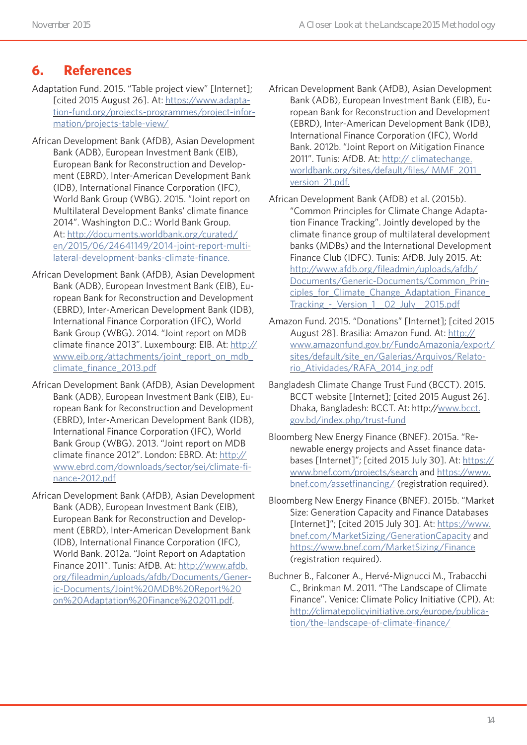## 6. References

Adaptation Fund. 2015. "Table project view" [Internet]; [cited 2015 August 26]. At: https://www.adaptation-fund.org/projects-programmes/project-information/projects-table-view/

African Development Bank (AfDB), Asian Development Bank (ADB), European Investment Bank (EIB), European Bank for Reconstruction and Development (EBRD), Inter-American Development Bank (IDB), International Finance Corporation (IFC), World Bank Group (WBG). 2015. "Joint report on Multilateral Development Banks' climate finance 2014". Washington D.C.: World Bank Group. At: http://documents.worldbank.org/curated/en/2015/06/24641149/2014-joint-report-multilateral-development-banks-climate-finance.

African Development Bank (AfDB), Asian Development Bank (ADB), European Investment Bank (EIB), European Bank for Reconstruction and Development (EBRD), Inter-American Development Bank (IDB), International Finance Corporation (IFC), World Bank Group (WBG). 2014. "Joint report on MDB climate finance 2013". Luxembourg: EIB. At: http://www.eib.org/attachments/joint_report_on_mdb_climate_finance_2013.pdf

African Development Bank (AfDB), Asian Development Bank (ADB), European Investment Bank (EIB), European Bank for Reconstruction and Development (EBRD), Inter-American Development Bank (IDB), International Finance Corporation (IFC), World Bank Group (WBG). 2013. "Joint report on MDB climate finance 2012". London: EBRD. At: http://www.ebrd.com/downloads/sector/sei/climate-finance-2012.pdf

African Development Bank (AfDB), Asian Development Bank (ADB), European Investment Bank (EIB), European Bank for Reconstruction and Development (EBRD), Inter-American Development Bank (IDB), International Finance Corporation (IFC), World Bank. 2012a. "Joint Report on Adaptation Finance 2011". Tunis: AfDB. At: http://www.afdb.org/fileadmin/uploads/afdb/Documents/Generic-Documents/Joint%20MDB%20Report%20on%20Adaptation%20Finance%202011.pdf.

African Development Bank (AfDB), Asian Development Bank (ADB), European Investment Bank (EIB), European Bank for Reconstruction and Development (EBRD), Inter-American Development Bank (IDB), International Finance Corporation (IFC), World Bank. 2012b. "Joint Report on Mitigation Finance 2011". Tunis: AfDB. At: http:// climatechange.worldbank.org/sites/default/files/ MMF_2011_version_21.pdf.

African Development Bank (AfDB) et al. (2015b). "Common Principles for Climate Change Adaptation Finance Tracking". Jointly developed by the climate finance group of multilateral development banks (MDBs) and the International Development Finance Club (IDFC). Tunis: AfDB. July 2015. At: http://www.afdb.org/fileadmin/uploads/afdb/Documents/Generic-Documents/Common_Principles_for_Climate_Change_Adaptation_Finance_Tracking_-_Version_1__02_July__2015.pdf

Amazon Fund. 2015. "Donations" [Internet]; [cited 2015 August 28]. Brasilia: Amazon Fund. At: http://www.amazonfund.gov.br/FundoAmazonia/export/sites/default/site_en/Galerias/Arquivos/Relatorio_Atividades/RAFA_2014_ing.pdf

Bangladesh Climate Change Trust Fund (BCCT). 2015. BCCT website [Internet]; [cited 2015 August 26]. Dhaka, Bangladesh: BCCT. At: http://www.bcct.gov.bd/index.php/trust-fund

Bloomberg New Energy Finance (BNEF). 2015a. "Renewable energy projects and Asset finance databases [Internet]"; [cited 2015 July 30]. At: https://www.bnef.com/projects/search and https://www.bnef.com/assetfinancing/ (registration required).

Bloomberg New Energy Finance (BNEF). 2015b. "Market Size: Generation Capacity and Finance Databases [Internet]"; [cited 2015 July 30]. At: https://www.bnef.com/MarketSizing/GenerationCapacity and https://www.bnef.com/MarketSizing/Finance (registration required).

Buchner B., Falconer A., Hervé-Mignucci M., Trabacchi C., Brinkman M. 2011. "The Landscape of Climate Finance". Venice: Climate Policy Initiative (CPI). At: http://climatepolicyinitiative.org/europe/publication/the-landscape-of-climate-finance/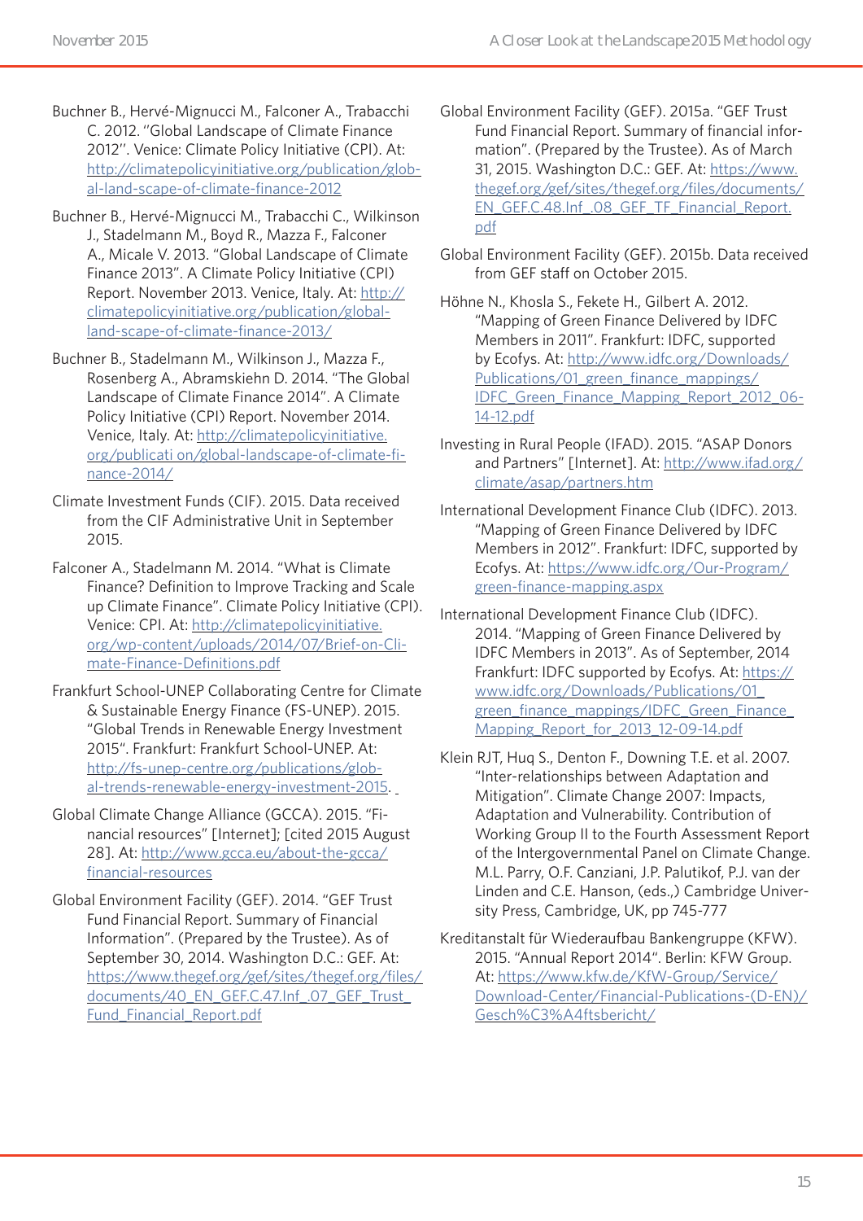Buchner B., Hervé-Mignucci M., Falconer A., Trabacchi C. 2012. "Global Landscape of Climate Finance 2012". Venice: Climate Policy Initiative (CPI). At: http://climatepolicyinitiative.org/publication/global-land-scape-of-climate-finance-2012

Buchner B., Hervé-Mignucci M., Trabacchi C., Wilkinson J., Stadelmann M., Boyd R., Mazza F., Falconer A., Micale V. 2013. "Global Landscape of Climate Finance 2013". A Climate Policy Initiative (CPI) Report. November 2013. Venice, Italy. At: http://climatepolicyinitiative.org/publication/global-land-scape-of-climate-finance-2013/

Buchner B., Stadelmann M., Wilkinson J., Mazza F., Rosenberg A., Abramskiehn D. 2014. "The Global Landscape of Climate Finance 2014". A Climate Policy Initiative (CPI) Report. November 2014. Venice, Italy. At: http://climatepolicyinitiative.org/publicati on/global-landscape-of-climate-finance-2014/

Climate Investment Funds (CIF). 2015. Data received from the CIF Administrative Unit in September 2015.

Falconer A., Stadelmann M. 2014. "What is Climate Finance? Definition to Improve Tracking and Scale up Climate Finance". Climate Policy Initiative (CPI). Venice: CPI. At: http://climatepolicyinitiative.org/wp-content/uploads/2014/07/Brief-on-Climate-Finance-Definitions.pdf

Frankfurt School-UNEP Collaborating Centre for Climate & Sustainable Energy Finance (FS-UNEP). 2015. "Global Trends in Renewable Energy Investment 2015". Frankfurt: Frankfurt School-UNEP. At: http://fs-unep-centre.org/publications/global-trends-renewable-energy-investment-2015.

Global Climate Change Alliance (GCCA). 2015. "Financial resources" [Internet]; [cited 2015 August 28]. At: http://www.gcca.eu/about-the-gcca/financial-resources

Global Environment Facility (GEF). 2014. "GEF Trust Fund Financial Report. Summary of Financial Information". (Prepared by the Trustee). As of September 30, 2014. Washington D.C.: GEF. At: https://www.thegef.org/gef/sites/thegef.org/files/documents/40_EN_GEF.C.47.Inf_.07_GEF_Trust_Fund_Financial_Report.pdf

Global Environment Facility (GEF). 2015a. "GEF Trust Fund Financial Report. Summary of financial information". (Prepared by the Trustee). As of March 31, 2015. Washington D.C.: GEF. At: https://www.thegef.org/gef/sites/thegef.org/files/documents/EN_GEF.C.48.Inf_.08_GEF_TF_Financial_Report.pdf

Global Environment Facility (GEF). 2015b. Data received from GEF staff on October 2015.

Höhne N., Khosla S., Fekete H., Gilbert A. 2012. "Mapping of Green Finance Delivered by IDFC Members in 2011". Frankfurt: IDFC, supported by Ecofys. At: http://www.idfc.org/Downloads/Publications/01_green_finance_mappings/IDFC_Green_Finance_Mapping_Report_2012_06-14-12.pdf

Investing in Rural People (IFAD). 2015. "ASAP Donors and Partners" [Internet]. At: http://www.ifad.org/climate/asap/partners.htm

International Development Finance Club (IDFC). 2013. "Mapping of Green Finance Delivered by IDFC Members in 2012". Frankfurt: IDFC, supported by Ecofys. At: https://www.idfc.org/Our-Program/green-finance-mapping.aspx

International Development Finance Club (IDFC). 2014. "Mapping of Green Finance Delivered by IDFC Members in 2013". As of September, 2014 Frankfurt: IDFC supported by Ecofys. At: https://www.idfc.org/Downloads/Publications/01_green_finance_mappings/IDFC_Green_Finance_Mapping_Report_for_2013_12-09-14.pdf

Klein RJT, Huq S., Denton F., Downing T.E. et al. 2007. "Inter-relationships between Adaptation and Mitigation". Climate Change 2007: Impacts, Adaptation and Vulnerability. Contribution of Working Group II to the Fourth Assessment Report of the Intergovernmental Panel on Climate Change. M.L. Parry, O.F. Canziani, J.P. Palutikof, P.J. van der Linden and C.E. Hanson, (eds.,) Cambridge University Press, Cambridge, UK, pp 745-777

Kreditanstalt für Wiederaufbau Bankengruppe (KFW). 2015. "Annual Report 2014". Berlin: KFW Group. At: https://www.kfw.de/KfW-Group/Service/Download-Center/Financial-Publications-(D-EN)/Gesch%C3%A4ftsbericht/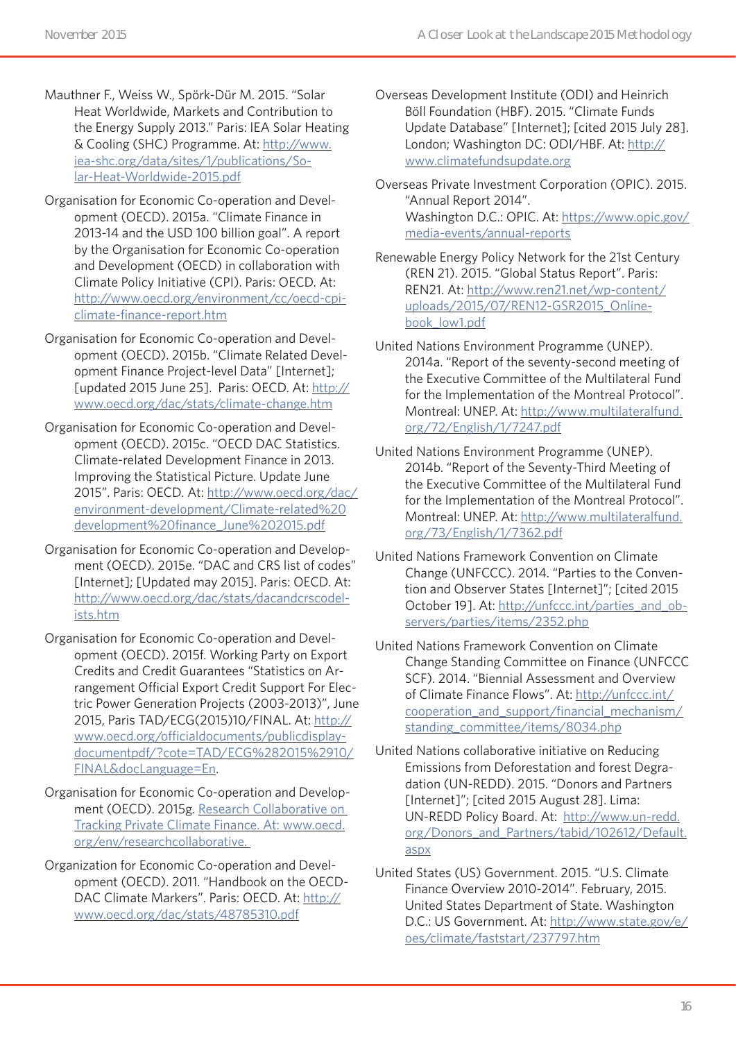Mauthner F., Weiss W., Spörk-Dür M. 2015. "Solar Heat Worldwide, Markets and Contribution to the Energy Supply 2013." Paris: IEA Solar Heating & Cooling (SHC) Programme. At: http://www.iea-shc.org/data/sites/1/publications/Solar-Heat-Worldwide-2015.pdf

Organisation for Economic Co-operation and Development (OECD). 2015a. "Climate Finance in 2013-14 and the USD 100 billion goal". A report by the Organisation for Economic Co-operation and Development (OECD) in collaboration with Climate Policy Initiative (CPI). Paris: OECD. At: http://www.oecd.org/environment/cc/oecd-cpi-climate-finance-report.htm

Organisation for Economic Co-operation and Development (OECD). 2015b. "Climate Related Development Finance Project-level Data" [Internet]; [updated 2015 June 25]. Paris: OECD. At: http://www.oecd.org/dac/stats/climate-change.htm

Organisation for Economic Co-operation and Development (OECD). 2015c. "OECD DAC Statistics. Climate-related Development Finance in 2013. Improving the Statistical Picture. Update June 2015". Paris: OECD. At: http://www.oecd.org/dac/environment-development/Climate-related%20development%20finance_June%202015.pdf

Organisation for Economic Co-operation and Development (OECD). 2015e. "DAC and CRS list of codes" [Internet]; [Updated may 2015]. Paris: OECD. At: http://www.oecd.org/dac/stats/dacandcrscodelists.htm

Organisation for Economic Co-operation and Development (OECD). 2015f. Working Party on Export Credits and Credit Guarantees "Statistics on Arrangement Official Export Credit Support For Electric Power Generation Projects (2003-2013)", June 2015, Paris TAD/ECG(2015)10/FINAL. At: http://www.oecd.org/officialdocuments/publicdisplaydocumentpdf/?cote=TAD/ECG%282015%2910/FINAL&docLanguage=En.

Organisation for Economic Co-operation and Development (OECD). 2015g. Research Collaborative on Tracking Private Climate Finance. At: www.oecd.org/env/researchcollaborative.

Organization for Economic Co-operation and Development (OECD). 2011. "Handbook on the OECD-DAC Climate Markers". Paris: OECD. At: http://www.oecd.org/dac/stats/48785310.pdf

Overseas Development Institute (ODI) and Heinrich Böll Foundation (HBF). 2015. "Climate Funds Update Database" [Internet]; [cited 2015 July 28]. London; Washington DC: ODI/HBF. At: http://www.climatefundsupdate.org

Overseas Private Investment Corporation (OPIC). 2015. "Annual Report 2014". Washington D.C.: OPIC. At: https://www.opic.gov/media-events/annual-reports

Renewable Energy Policy Network for the 21st Century (REN 21). 2015. "Global Status Report". Paris: REN21. At: http://www.ren21.net/wp-content/uploads/2015/07/REN12-GSR2015_Onlinebook_low1.pdf

United Nations Environment Programme (UNEP). 2014a. "Report of the seventy-second meeting of the Executive Committee of the Multilateral Fund for the Implementation of the Montreal Protocol". Montreal: UNEP. At: http://www.multilateralfund.org/72/English/1/7247.pdf

United Nations Environment Programme (UNEP). 2014b. "Report of the Seventy-Third Meeting of the Executive Committee of the Multilateral Fund for the Implementation of the Montreal Protocol". Montreal: UNEP. At: http://www.multilateralfund.org/73/English/1/7362.pdf

United Nations Framework Convention on Climate Change (UNFCCC). 2014. "Parties to the Convention and Observer States [Internet]"; [cited 2015 October 19]. At: http://unfccc.int/parties_and_observers/parties/items/2352.php

United Nations Framework Convention on Climate Change Standing Committee on Finance (UNFCCC SCF). 2014. "Biennial Assessment and Overview of Climate Finance Flows". At: http://unfccc.int/cooperation_and_support/financial_mechanism/standing_committee/items/8034.php

United Nations collaborative initiative on Reducing Emissions from Deforestation and forest Degradation (UN-REDD). 2015. "Donors and Partners [Internet]"; [cited 2015 August 28]. Lima: UN-REDD Policy Board. At: http://www.un-redd.org/Donors_and_Partners/tabid/102612/Default.aspx

United States (US) Government. 2015. "U.S. Climate Finance Overview 2010-2014". February, 2015. United States Department of State. Washington D.C.: US Government. At: http://www.state.gov/e/oes/climate/faststart/237797.htm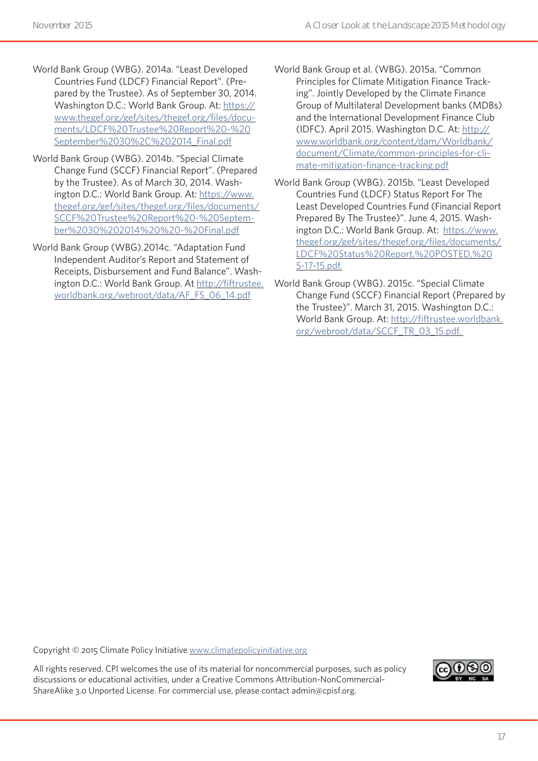World Bank Group (WBG). 2014a. "Least Developed Countries Fund (LDCF) Financial Report". (Prepared by the Trustee). As of September 30, 2014. Washington D.C.: World Bank Group. At: https://www.thegef.org/gef/sites/thegef.org/files/documents/LDCF%20Trustee%20Report%20-%20September%2030%2C%202014_Final.pdf

World Bank Group (WBG). 2014b. "Special Climate Change Fund (SCCF) Financial Report". (Prepared by the Trustee). As of March 30, 2014. Washington D.C.: World Bank Group. At: https://www.thegef.org/gef/sites/thegef.org/files/documents/SCCF%20Trustee%20Report%20-%20September%2030%202014%20%20-%20Final.pdf

World Bank Group (WBG).2014c. "Adaptation Fund Independent Auditor's Report and Statement of Receipts, Disbursement and Fund Balance". Washington D.C.: World Bank Group. At http://fiftrustee.worldbank.org/webroot/data/AF_FS_06_14.pdf

World Bank Group et al. (WBG). 2015a. "Common Principles for Climate Mitigation Finance Tracking". Jointly Developed by the Climate Finance Group of Multilateral Development banks (MDBs) and the International Development Finance Club (IDFC). April 2015. Washington D.C. At: http://www.worldbank.org/content/dam/Worldbank/document/Climate/common-principles-for-climate-mitigation-finance-tracking.pdf

World Bank Group (WBG). 2015b. "Least Developed Countries Fund (LDCF) Status Report For The Least Developed Countries Fund (Financial Report Prepared By The Trustee)". June 4, 2015. Washington D.C.: World Bank Group. At: https://www.thegef.org/gef/sites/thegef.org/files/documents/LDCF%20Status%20Report,%20POSTED,%205-17-15.pdf.

World Bank Group (WBG). 2015c. "Special Climate Change Fund (SCCF) Financial Report (Prepared by the Trustee)". March 31, 2015. Washington D.C.: World Bank Group. At: http://fiftrustee.worldbank.org/webroot/data/SCCF_TR_03_15.pdf.

Copyright © 2015 Climate Policy Initiative www.climatepolicyinitiative.org

All rights reserved. CPI welcomes the use of its material for noncommercial purposes, such as policy discussions or educational activities, under a Creative Commons Attribution-NonCommercial-ShareAlike 3.0 Unported License. For commercial use, please contact admin@cpisf.org.